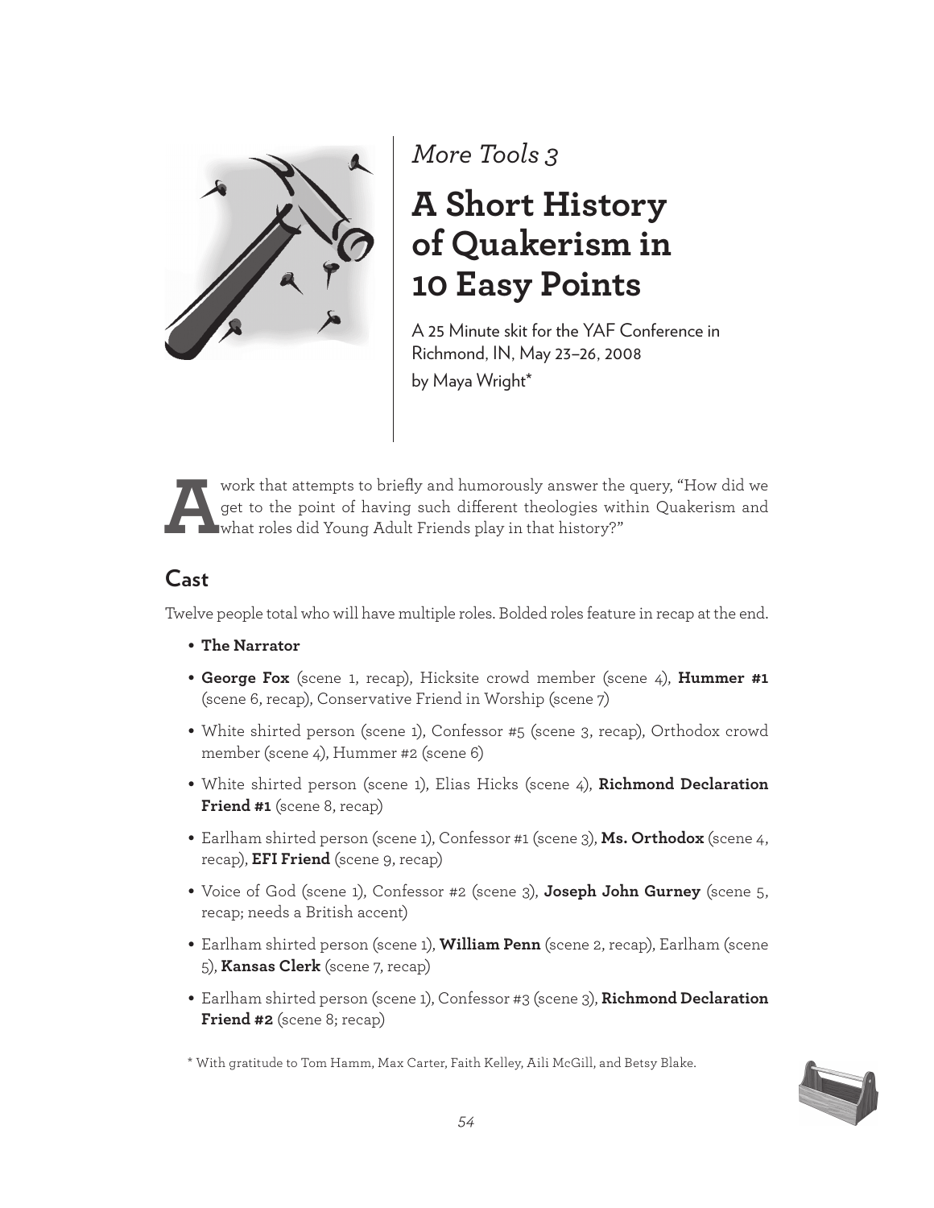*More Tools 3*

# A Short History of Quakerism in 10 Easy Points

A 25 Minute skit for the YAF Conference in Richmond, IN, May 23–26, 2008

by Maya Wright*

A work that attempts to briefly and humorously answer the query, "How did we get to the point of having such different theologies within Quakerism and what roles did Young Adult Friends play in that history?"

## Cast

Twelve people total who will have multiple roles. Bolded roles feature in recap at the end.

- **The Narrator**
- **George Fox** (scene 1, recap), Hicksite crowd member (scene 4), **Hummer #1** (scene 6, recap), Conservative Friend in Worship (scene 7)
- White shirted person (scene 1), Confessor #5 (scene 3, recap), Orthodox crowd member (scene 4), Hummer #2 (scene 6)
- White shirted person (scene 1), Elias Hicks (scene 4), **Richmond Declaration Friend #1** (scene 8, recap)
- Earlham shirted person (scene 1), Confessor #1 (scene 3), **Ms. Orthodox** (scene 4, recap), **EFI Friend** (scene 9, recap)
- Voice of God (scene 1), Confessor #2 (scene 3), **Joseph John Gurney** (scene 5, recap; needs a British accent)
- Earlham shirted person (scene 1), **William Penn** (scene 2, recap), Earlham (scene 5), **Kansas Clerk** (scene 7, recap)
- Earlham shirted person (scene 1), Confessor #3 (scene 3), **Richmond Declaration Friend #2** (scene 8; recap)

* With gratitude to Tom Hamm, Max Carter, Faith Kelley, Aili McGill, and Betsy Blake.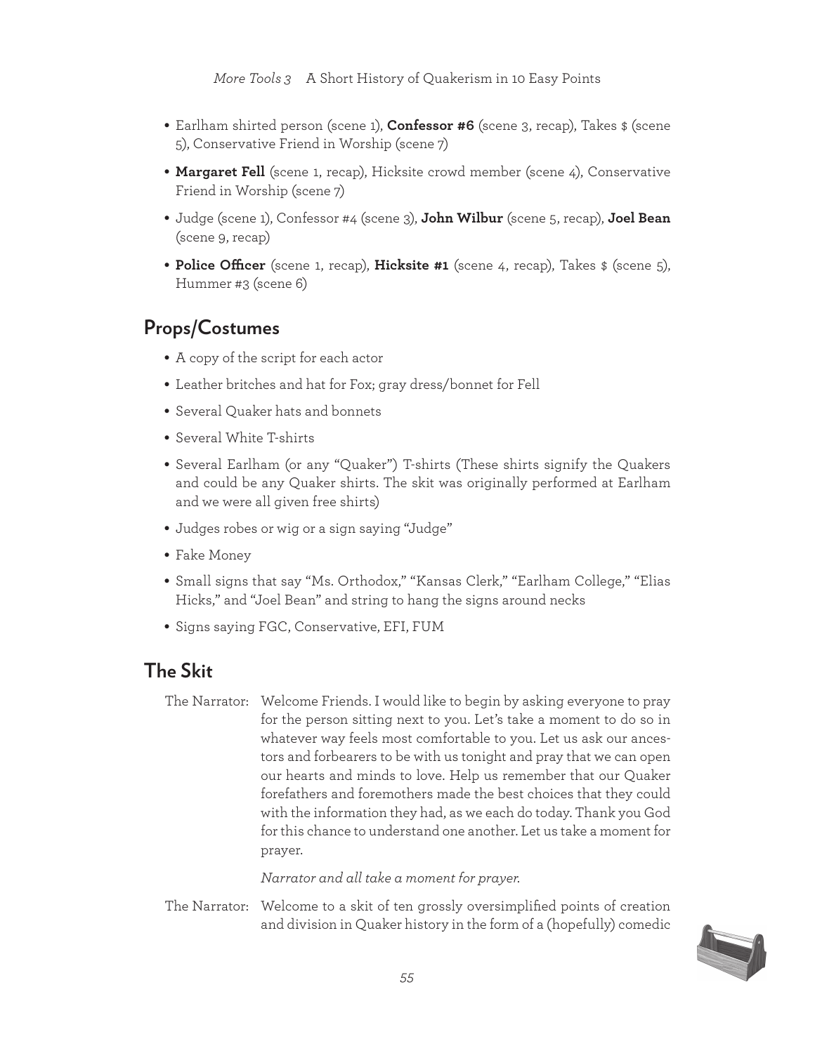- Earlham shirted person (scene 1), **Confessor #6** (scene 3, recap), Takes $ (scene 5), Conservative Friend in Worship (scene 7)
- **Margaret Fell** (scene 1, recap), Hicksite crowd member (scene 4), Conservative Friend in Worship (scene 7)
- Judge (scene 1), Confessor #4 (scene 3), **John Wilbur** (scene 5, recap), **Joel Bean** (scene 9, recap)
- **Police Officer** (scene 1, recap), **Hicksite #1** (scene 4, recap), Takes $ (scene 5), Hummer #3 (scene 6)

## Props/Costumes

- A copy of the script for each actor
- Leather britches and hat for Fox; gray dress/bonnet for Fell
- Several Quaker hats and bonnets
- Several White T-shirts
- Several Earlham (or any "Quaker") T-shirts (These shirts signify the Quakers and could be any Quaker shirts. The skit was originally performed at Earlham and we were all given free shirts)
- Judges robes or wig or a sign saying "Judge"
- Fake Money
- Small signs that say "Ms. Orthodox," "Kansas Clerk," "Earlham College," "Elias Hicks," and "Joel Bean" and string to hang the signs around necks
- Signs saying FGC, Conservative, EFI, FUM

## The Skit

The Narrator: Welcome Friends. I would like to begin by asking everyone to pray for the person sitting next to you. Let's take a moment to do so in whatever way feels most comfortable to you. Let us ask our ancestors and forbearers to be with us tonight and pray that we can open our hearts and minds to love. Help us remember that our Quaker forefathers and foremothers made the best choices that they could with the information they had, as we each do today. Thank you God for this chance to understand one another. Let us take a moment for prayer.

*Narrator and all take a moment for prayer.*

The Narrator: Welcome to a skit of ten grossly oversimplified points of creation and division in Quaker history in the form of a (hopefully) comedic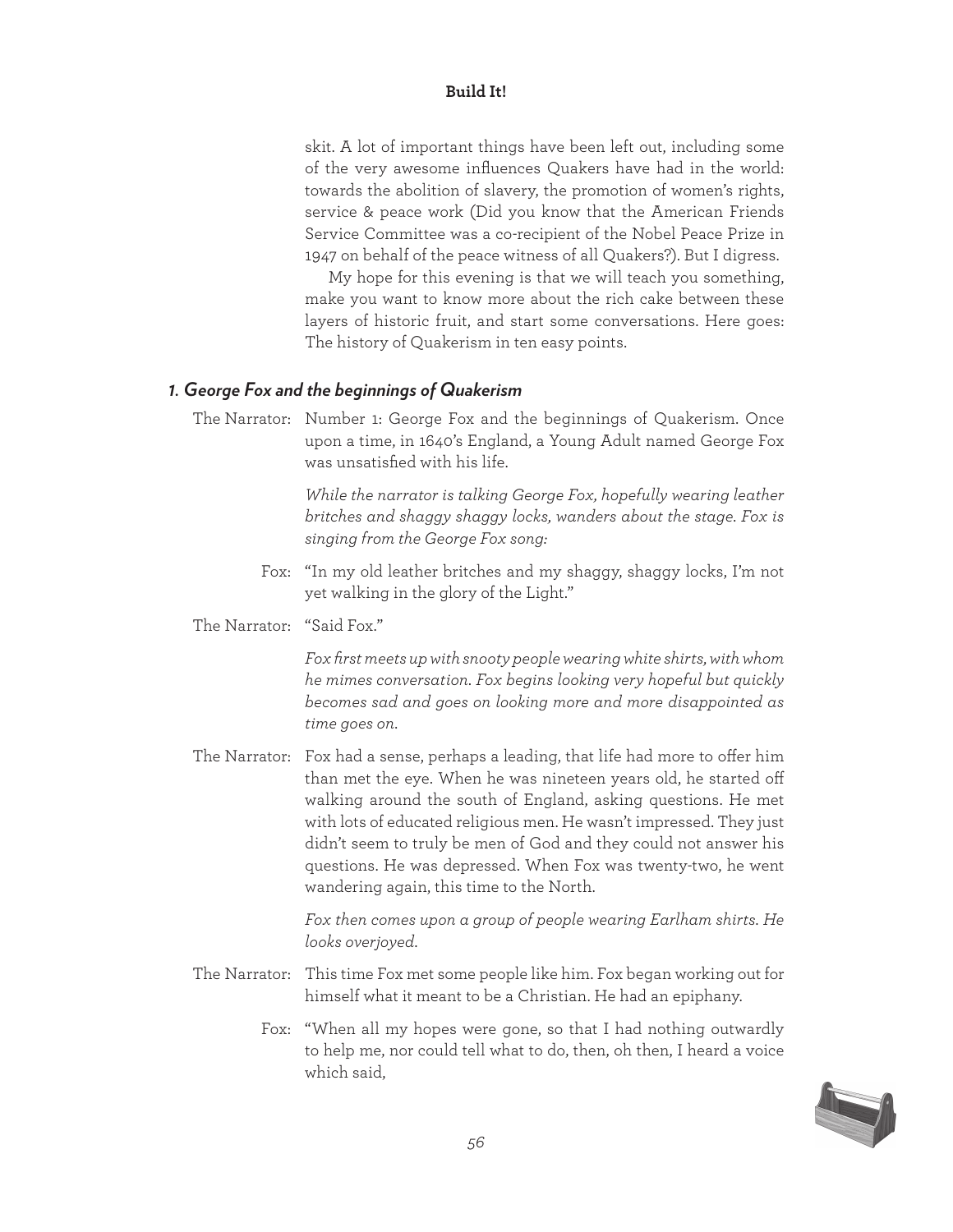skit. A lot of important things have been left out, including some of the very awesome influences Quakers have had in the world: towards the abolition of slavery, the promotion of women's rights, service & peace work (Did you know that the American Friends Service Committee was a co-recipient of the Nobel Peace Prize in 1947 on behalf of the peace witness of all Quakers?). But I digress.

My hope for this evening is that we will teach you something, make you want to know more about the rich cake between these layers of historic fruit, and start some conversations. Here goes: The history of Quakerism in ten easy points.

### *1. George Fox and the beginnings of Quakerism*

The Narrator: Number 1: George Fox and the beginnings of Quakerism. Once upon a time, in 1640's England, a Young Adult named George Fox was unsatisfied with his life.

*While the narrator is talking George Fox, hopefully wearing leather britches and shaggy shaggy locks, wanders about the stage. Fox is singing from the George Fox song:*

Fox: "In my old leather britches and my shaggy, shaggy locks, I'm not yet walking in the glory of the Light."

The Narrator: "Said Fox."

*Fox first meets up with snooty people wearing white shirts, with whom he mimes conversation. Fox begins looking very hopeful but quickly becomes sad and goes on looking more and more disappointed as time goes on.*

The Narrator: Fox had a sense, perhaps a leading, that life had more to offer him than met the eye. When he was nineteen years old, he started off walking around the south of England, asking questions. He met with lots of educated religious men. He wasn't impressed. They just didn't seem to truly be men of God and they could not answer his questions. He was depressed. When Fox was twenty-two, he went wandering again, this time to the North.

*Fox then comes upon a group of people wearing Earlham shirts. He looks overjoyed.*

The Narrator: This time Fox met some people like him. Fox began working out for himself what it meant to be a Christian. He had an epiphany.

Fox: "When all my hopes were gone, so that I had nothing outwardly to help me, nor could tell what to do, then, oh then, I heard a voice which said,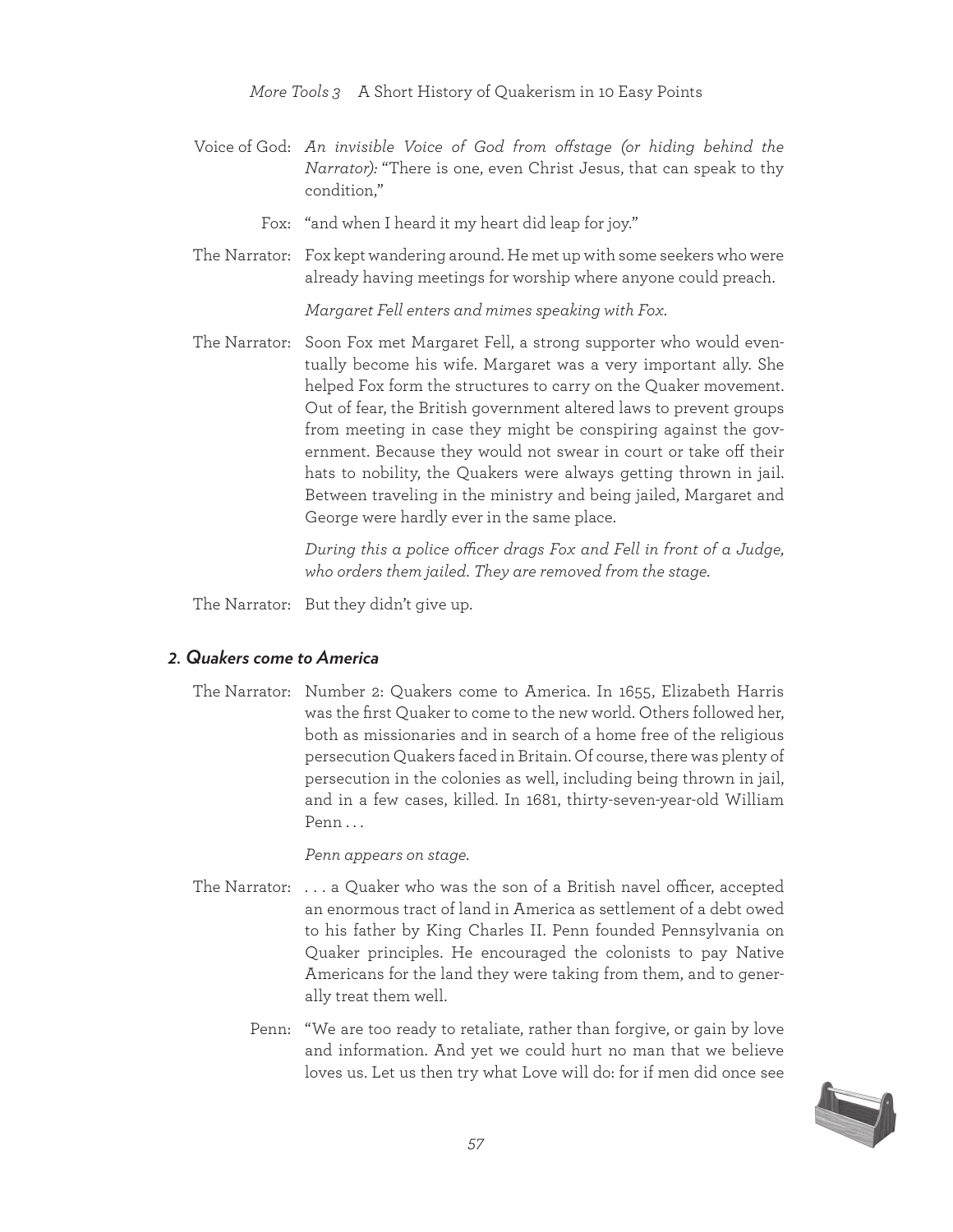Voice of God: *An invisible Voice of God from offstage (or hiding behind the Narrator):* "There is one, even Christ Jesus, that can speak to thy condition,"

Fox: "and when I heard it my heart did leap for joy."

The Narrator: Fox kept wandering around. He met up with some seekers who were already having meetings for worship where anyone could preach.

*Margaret Fell enters and mimes speaking with Fox.*

The Narrator: Soon Fox met Margaret Fell, a strong supporter who would eventually become his wife. Margaret was a very important ally. She helped Fox form the structures to carry on the Quaker movement. Out of fear, the British government altered laws to prevent groups from meeting in case they might be conspiring against the government. Because they would not swear in court or take off their hats to nobility, the Quakers were always getting thrown in jail. Between traveling in the ministry and being jailed, Margaret and George were hardly ever in the same place.

*During this a police officer drags Fox and Fell in front of a Judge, who orders them jailed. They are removed from the stage.*

The Narrator: But they didn't give up.

### 2. Quakers come to America

The Narrator: Number 2: Quakers come to America. In 1655, Elizabeth Harris was the first Quaker to come to the new world. Others followed her, both as missionaries and in search of a home free of the religious persecution Quakers faced in Britain. Of course, there was plenty of persecution in the colonies as well, including being thrown in jail, and in a few cases, killed. In 1681, thirty-seven-year-old William Penn . . .

*Penn appears on stage.*

The Narrator: . . . a Quaker who was the son of a British navel officer, accepted an enormous tract of land in America as settlement of a debt owed to his father by King Charles II. Penn founded Pennsylvania on Quaker principles. He encouraged the colonists to pay Native Americans for the land they were taking from them, and to generally treat them well.

Penn: "We are too ready to retaliate, rather than forgive, or gain by love and information. And yet we could hurt no man that we believe loves us. Let us then try what Love will do: for if men did once see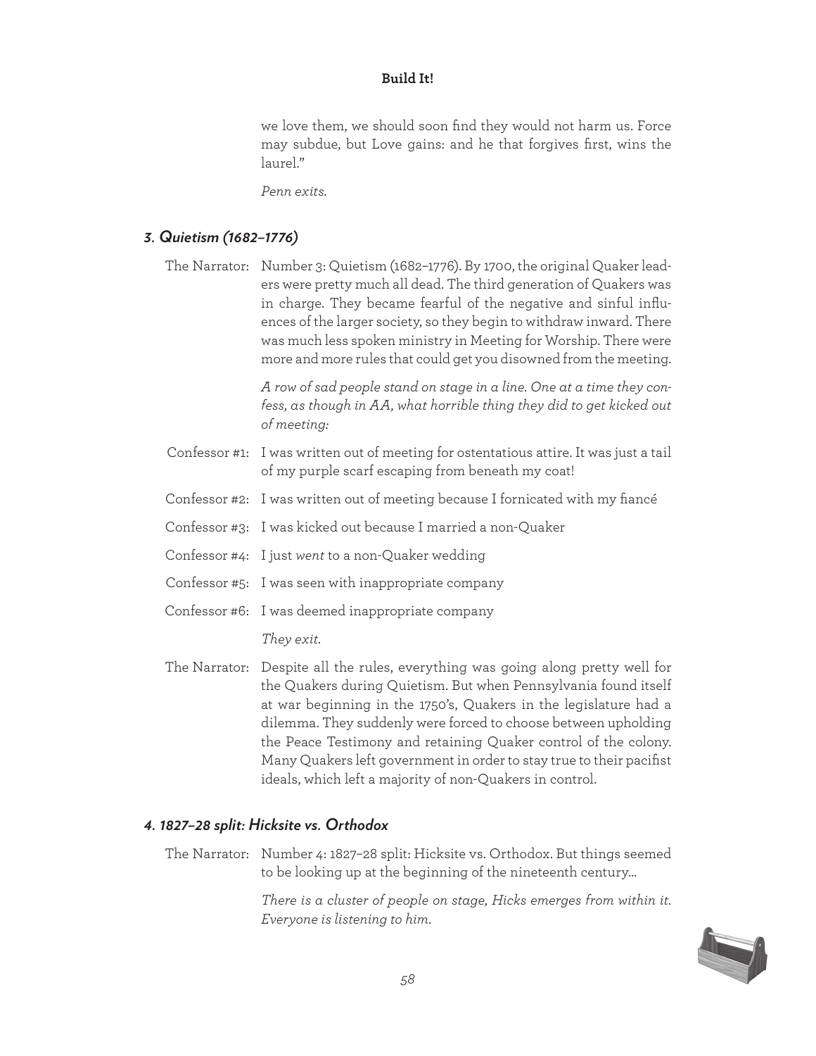we love them, we should soon find they would not harm us. Force may subdue, but Love gains: and he that forgives first, wins the laurel."

*Penn exits.*

### *3. Quietism (1682–1776)*

The Narrator: Number 3: Quietism (1682–1776). By 1700, the original Quaker leaders were pretty much all dead. The third generation of Quakers was in charge. They became fearful of the negative and sinful influences of the larger society, so they begin to withdraw inward. There was much less spoken ministry in Meeting for Worship. There were more and more rules that could get you disowned from the meeting.

*A row of sad people stand on stage in a line. One at a time they confess, as though in AA, what horrible thing they did to get kicked out of meeting:*

Confessor #1: I was written out of meeting for ostentatious attire. It was just a tail of my purple scarf escaping from beneath my coat!

Confessor #2: I was written out of meeting because I fornicated with my fiancé

Confessor #3: I was kicked out because I married a non-Quaker

Confessor #4: I just *went* to a non-Quaker wedding

Confessor #5: I was seen with inappropriate company

Confessor #6: I was deemed inappropriate company

*They exit.*

The Narrator: Despite all the rules, everything was going along pretty well for the Quakers during Quietism. But when Pennsylvania found itself at war beginning in the 1750's, Quakers in the legislature had a dilemma. They suddenly were forced to choose between upholding the Peace Testimony and retaining Quaker control of the colony. Many Quakers left government in order to stay true to their pacifist ideals, which left a majority of non-Quakers in control.

### *4. 1827–28 split: Hicksite vs. Orthodox*

The Narrator: Number 4: 1827–28 split: Hicksite vs. Orthodox. But things seemed to be looking up at the beginning of the nineteenth century…

*There is a cluster of people on stage, Hicks emerges from within it. Everyone is listening to him.*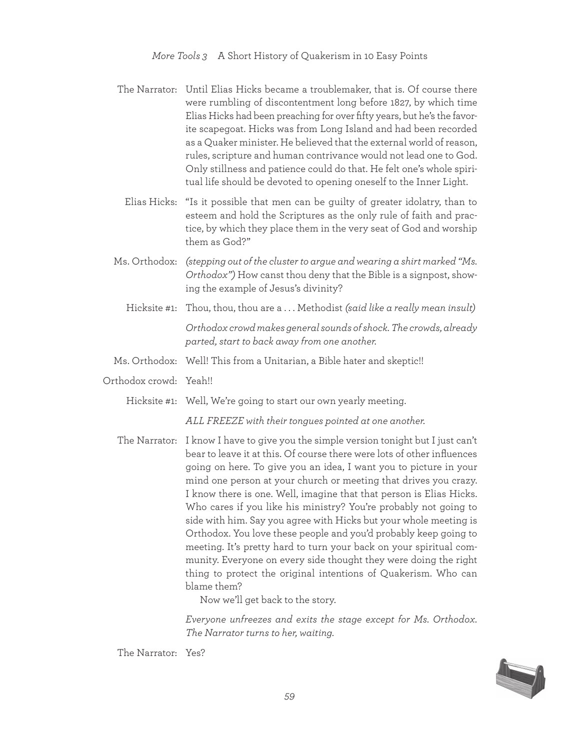**The Narrator:** Until Elias Hicks became a troublemaker, that is. Of course there were rumbling of discontentment long before 1827, by which time Elias Hicks had been preaching for over fifty years, but he's the favorite scapegoat. Hicks was from Long Island and had been recorded as a Quaker minister. He believed that the external world of reason, rules, scripture and human contrivance would not lead one to God. Only stillness and patience could do that. He felt one's whole spiritual life should be devoted to opening oneself to the Inner Light.

**Elias Hicks:** "Is it possible that men can be guilty of greater idolatry, than to esteem and hold the Scriptures as the only rule of faith and practice, by which they place them in the very seat of God and worship them as God?"

**Ms. Orthodox:** *(stepping out of the cluster to argue and wearing a shirt marked "Ms. Orthodox")* How canst thou deny that the Bible is a signpost, showing the example of Jesus's divinity?

**Hicksite #1:** Thou, thou, thou are a . . . Methodist *(said like a really mean insult)*

*Orthodox crowd makes general sounds of shock. The crowds, already parted, start to back away from one another.*

**Ms. Orthodox:** Well! This from a Unitarian, a Bible hater and skeptic!!

**Orthodox crowd:** Yeah!!

**Hicksite #1:** Well, We're going to start our own yearly meeting.

*ALL FREEZE with their tongues pointed at one another.*

**The Narrator:** I know I have to give you the simple version tonight but I just can't bear to leave it at this. Of course there were lots of other influences going on here. To give you an idea, I want you to picture in your mind one person at your church or meeting that drives you crazy. I know there is one. Well, imagine that that person is Elias Hicks. Who cares if you like his ministry? You're probably not going to side with him. Say you agree with Hicks but your whole meeting is Orthodox. You love these people and you'd probably keep going to meeting. It's pretty hard to turn your back on your spiritual community. Everyone on every side thought they were doing the right thing to protect the original intentions of Quakerism. Who can blame them?

Now we'll get back to the story.

*Everyone unfreezes and exits the stage except for Ms. Orthodox. The Narrator turns to her, waiting.*

**The Narrator:** Yes?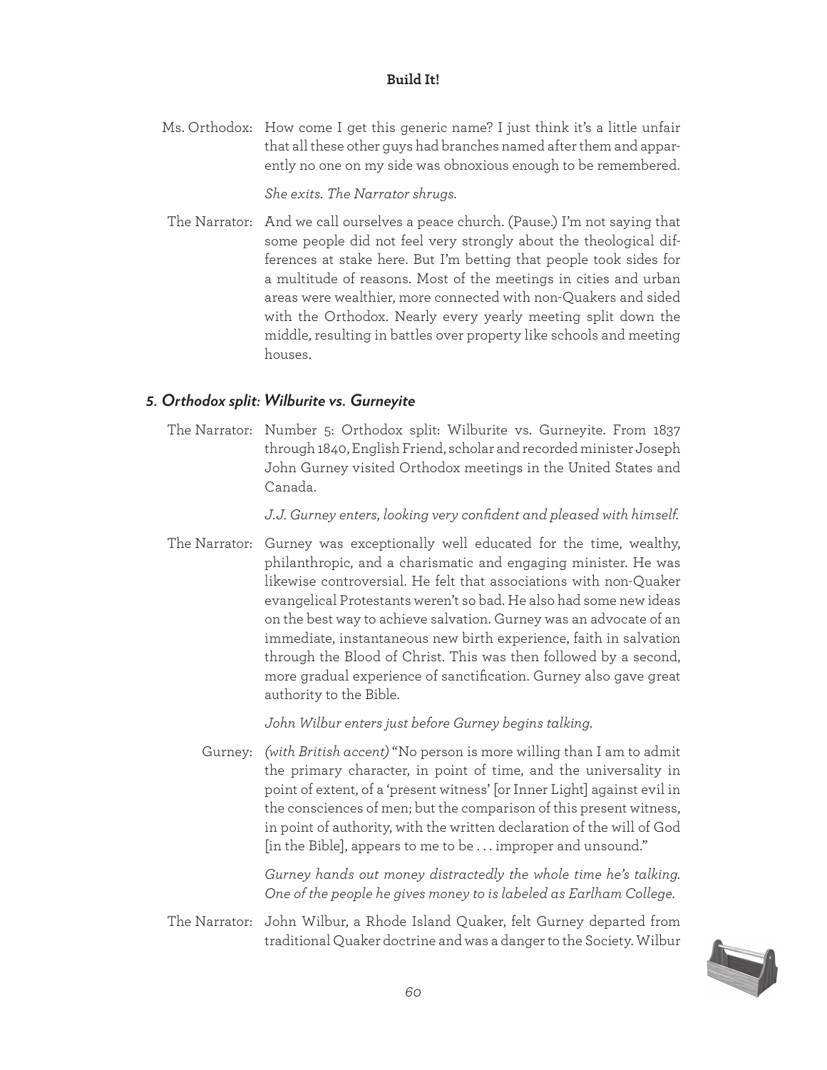Ms. Orthodox: How come I get this generic name? I just think it's a little unfair that all these other guys had branches named after them and apparently no one on my side was obnoxious enough to be remembered.

*She exits. The Narrator shrugs.*

The Narrator: And we call ourselves a peace church. (Pause.) I'm not saying that some people did not feel very strongly about the theological differences at stake here. But I'm betting that people took sides for a multitude of reasons. Most of the meetings in cities and urban areas were wealthier, more connected with non-Quakers and sided with the Orthodox. Nearly every yearly meeting split down the middle, resulting in battles over property like schools and meeting houses.

### *5. Orthodox split: Wilburite vs. Gurneyite*

The Narrator: Number 5: Orthodox split: Wilburite vs. Gurneyite. From 1837 through 1840, English Friend, scholar and recorded minister Joseph John Gurney visited Orthodox meetings in the United States and Canada.

*J.J. Gurney enters, looking very confident and pleased with himself.*

The Narrator: Gurney was exceptionally well educated for the time, wealthy, philanthropic, and a charismatic and engaging minister. He was likewise controversial. He felt that associations with non-Quaker evangelical Protestants weren't so bad. He also had some new ideas on the best way to achieve salvation. Gurney was an advocate of an immediate, instantaneous new birth experience, faith in salvation through the Blood of Christ. This was then followed by a second, more gradual experience of sanctification. Gurney also gave great authority to the Bible.

*John Wilbur enters just before Gurney begins talking.*

Gurney: *(with British accent)* "No person is more willing than I am to admit the primary character, in point of time, and the universality in point of extent, of a 'present witness' [or Inner Light] against evil in the consciences of men; but the comparison of this present witness, in point of authority, with the written declaration of the will of God [in the Bible], appears to me to be . . . improper and unsound."

*Gurney hands out money distractedly the whole time he's talking. One of the people he gives money to is labeled as Earlham College.*

The Narrator: John Wilbur, a Rhode Island Quaker, felt Gurney departed from traditional Quaker doctrine and was a danger to the Society. Wilbur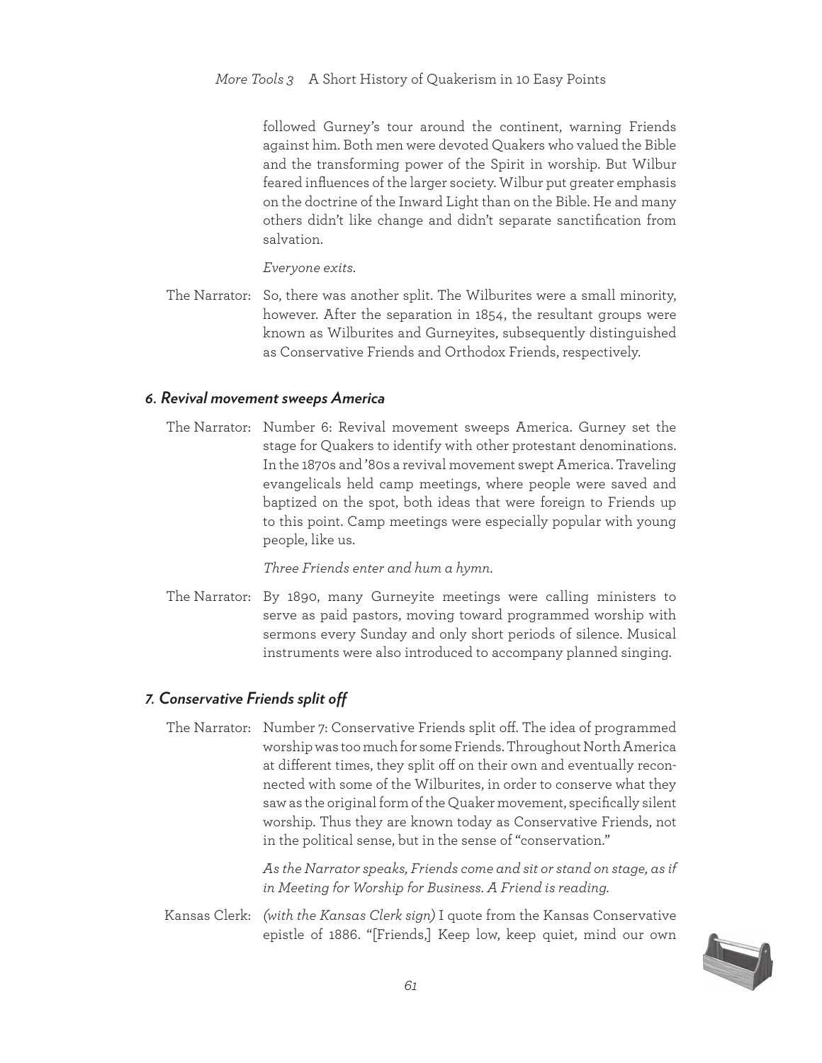followed Gurney's tour around the continent, warning Friends against him. Both men were devoted Quakers who valued the Bible and the transforming power of the Spirit in worship. But Wilbur feared influences of the larger society. Wilbur put greater emphasis on the doctrine of the Inward Light than on the Bible. He and many others didn't like change and didn't separate sanctification from salvation.

*Everyone exits.*

The Narrator: So, there was another split. The Wilburites were a small minority, however. After the separation in 1854, the resultant groups were known as Wilburites and Gurneyites, subsequently distinguished as Conservative Friends and Orthodox Friends, respectively.

### *6. Revival movement sweeps America*

The Narrator: Number 6: Revival movement sweeps America. Gurney set the stage for Quakers to identify with other protestant denominations. In the 1870s and '80s a revival movement swept America. Traveling evangelicals held camp meetings, where people were saved and baptized on the spot, both ideas that were foreign to Friends up to this point. Camp meetings were especially popular with young people, like us.

*Three Friends enter and hum a hymn.*

The Narrator: By 1890, many Gurneyite meetings were calling ministers to serve as paid pastors, moving toward programmed worship with sermons every Sunday and only short periods of silence. Musical instruments were also introduced to accompany planned singing.

### *7. Conservative Friends split off*

The Narrator: Number 7: Conservative Friends split off. The idea of programmed worship was too much for some Friends. Throughout North America at different times, they split off on their own and eventually reconnected with some of the Wilburites, in order to conserve what they saw as the original form of the Quaker movement, specifically silent worship. Thus they are known today as Conservative Friends, not in the political sense, but in the sense of "conservation."

*As the Narrator speaks, Friends come and sit or stand on stage, as if in Meeting for Worship for Business. A Friend is reading.*

Kansas Clerk: *(with the Kansas Clerk sign)* I quote from the Kansas Conservative epistle of 1886. "[Friends,] Keep low, keep quiet, mind our own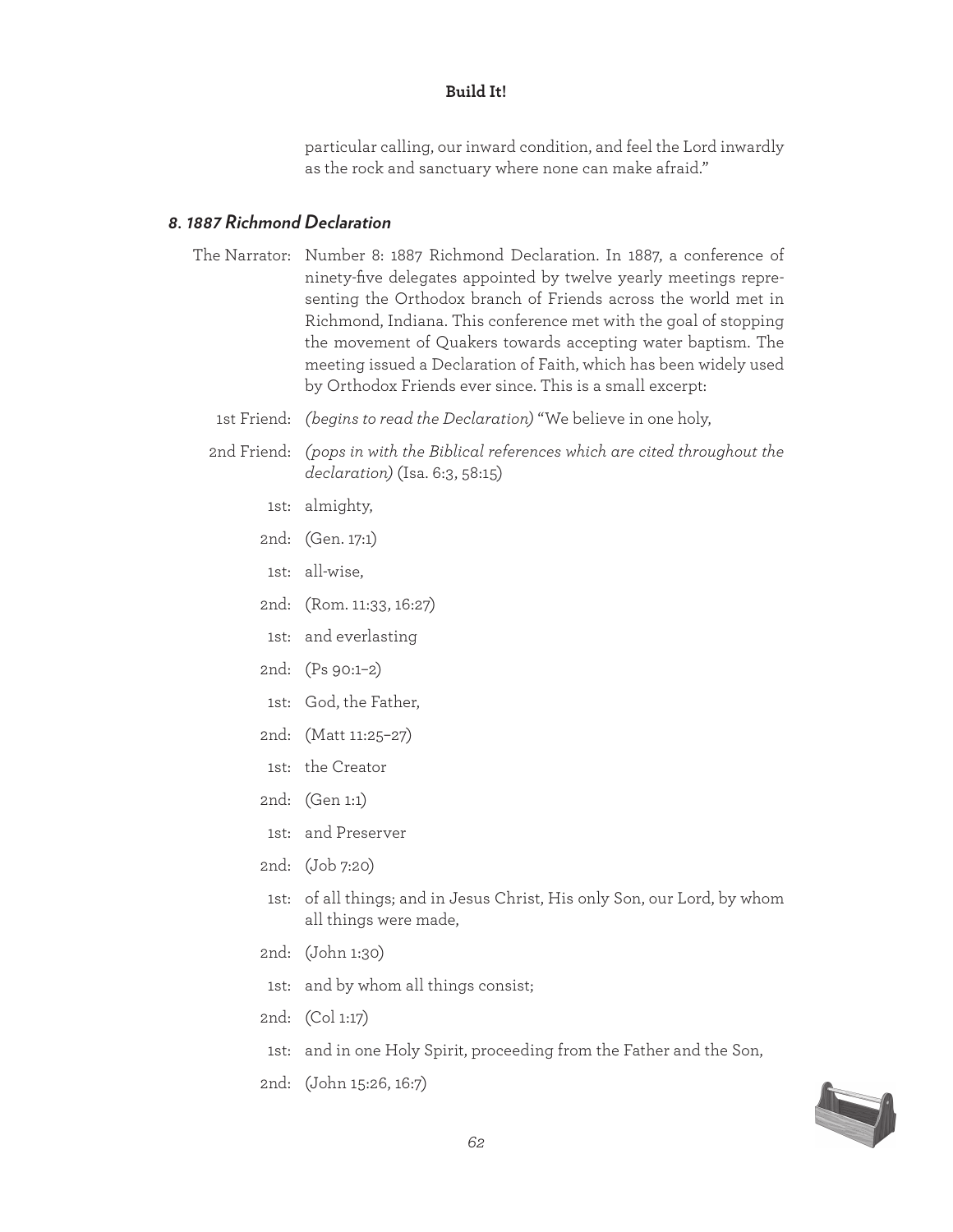particular calling, our inward condition, and feel the Lord inwardly as the rock and sanctuary where none can make afraid."

### *8. 1887 Richmond Declaration*

The Narrator: Number 8: 1887 Richmond Declaration. In 1887, a conference of ninety-five delegates appointed by twelve yearly meetings representing the Orthodox branch of Friends across the world met in Richmond, Indiana. This conference met with the goal of stopping the movement of Quakers towards accepting water baptism. The meeting issued a Declaration of Faith, which has been widely used by Orthodox Friends ever since. This is a small excerpt:

1st Friend: *(begins to read the Declaration)* "We believe in one holy,

2nd Friend: *(pops in with the Biblical references which are cited throughout the declaration)* (Isa. 6:3, 58:15)

1st: almighty,

2nd: (Gen. 17:1)

1st: all-wise,

2nd: (Rom. 11:33, 16:27)

1st: and everlasting

2nd: (Ps 90:1–2)

1st: God, the Father,

2nd: (Matt 11:25–27)

1st: the Creator

2nd: (Gen 1:1)

1st: and Preserver

2nd: (Job 7:20)

1st: of all things; and in Jesus Christ, His only Son, our Lord, by whom all things were made,

2nd: (John 1:30)

1st: and by whom all things consist;

2nd: (Col 1:17)

1st: and in one Holy Spirit, proceeding from the Father and the Son,

2nd: (John 15:26, 16:7)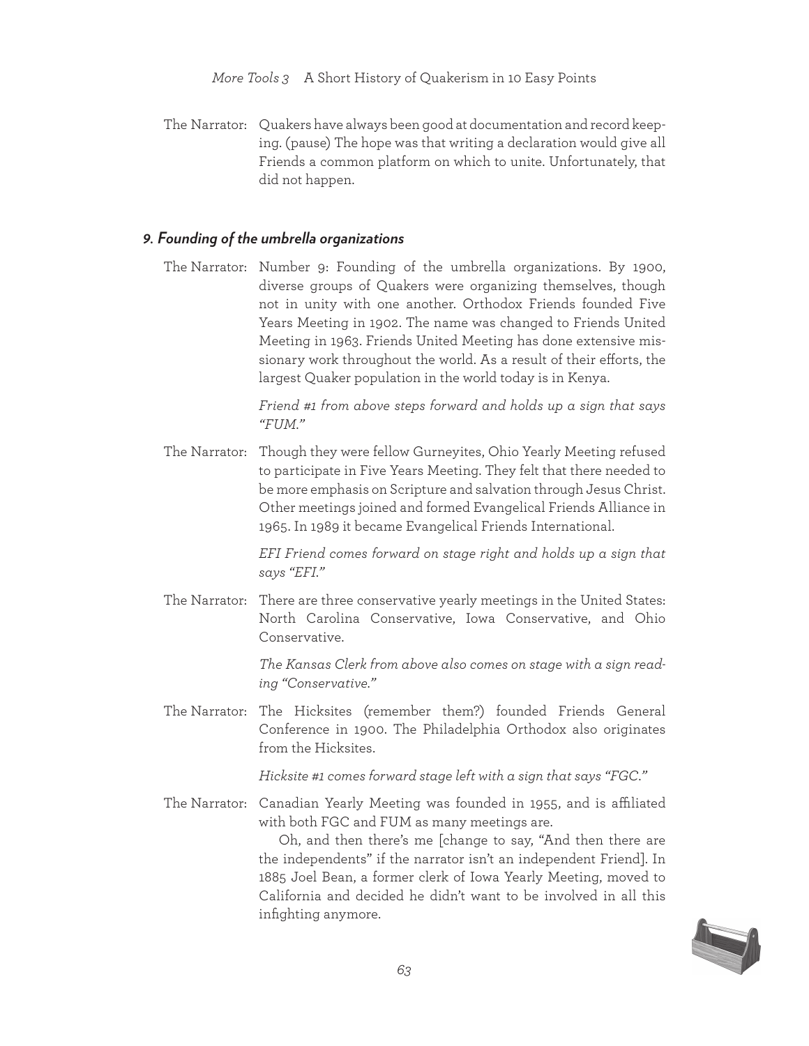The Narrator: Quakers have always been good at documentation and record keeping. (pause) The hope was that writing a declaration would give all Friends a common platform on which to unite. Unfortunately, that did not happen.

### *9. Founding of the umbrella organizations*

The Narrator: Number 9: Founding of the umbrella organizations. By 1900, diverse groups of Quakers were organizing themselves, though not in unity with one another. Orthodox Friends founded Five Years Meeting in 1902. The name was changed to Friends United Meeting in 1963. Friends United Meeting has done extensive missionary work throughout the world. As a result of their efforts, the largest Quaker population in the world today is in Kenya.

*Friend #1 from above steps forward and holds up a sign that says "FUM."*

The Narrator: Though they were fellow Gurneyites, Ohio Yearly Meeting refused to participate in Five Years Meeting. They felt that there needed to be more emphasis on Scripture and salvation through Jesus Christ. Other meetings joined and formed Evangelical Friends Alliance in 1965. In 1989 it became Evangelical Friends International.

*EFI Friend comes forward on stage right and holds up a sign that says "EFI."*

The Narrator: There are three conservative yearly meetings in the United States: North Carolina Conservative, Iowa Conservative, and Ohio Conservative.

*The Kansas Clerk from above also comes on stage with a sign reading "Conservative."*

The Narrator: The Hicksites (remember them?) founded Friends General Conference in 1900. The Philadelphia Orthodox also originates from the Hicksites.

*Hicksite #1 comes forward stage left with a sign that says "FGC."*

The Narrator: Canadian Yearly Meeting was founded in 1955, and is affiliated with both FGC and FUM as many meetings are.

Oh, and then there's me [change to say, "And then there are the independents" if the narrator isn't an independent Friend]. In 1885 Joel Bean, a former clerk of Iowa Yearly Meeting, moved to California and decided he didn't want to be involved in all this infighting anymore.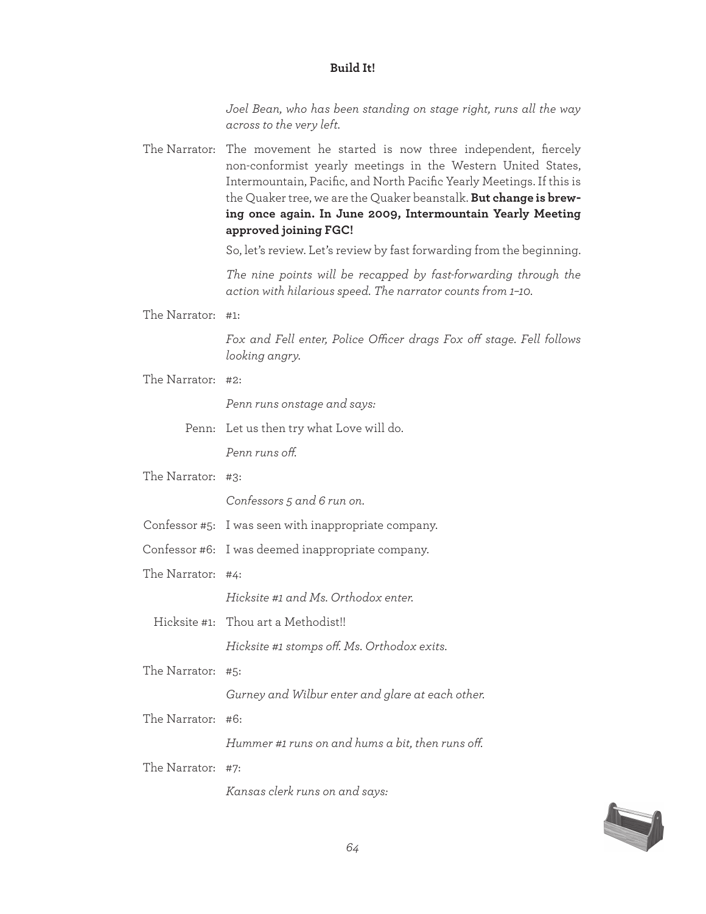*Joel Bean, who has been standing on stage right, runs all the way across to the very left.*

The Narrator: The movement he started is now three independent, fiercely non-conformist yearly meetings in the Western United States, Intermountain, Pacific, and North Pacific Yearly Meetings. If this is the Quaker tree, we are the Quaker beanstalk. **But change is brewing once again. In June 2009, Intermountain Yearly Meeting approved joining FGC!**

So, let's review. Let's review by fast forwarding from the beginning.

*The nine points will be recapped by fast-forwarding through the action with hilarious speed. The narrator counts from 1–10.*

The Narrator: #1:

*Fox and Fell enter, Police Officer drags Fox off stage. Fell follows looking angry.*

The Narrator: #2:

*Penn runs onstage and says:*

Penn: Let us then try what Love will do.

*Penn runs off.*

The Narrator: #3:

*Confessors 5 and 6 run on.*

Confessor #5: I was seen with inappropriate company.

Confessor #6: I was deemed inappropriate company.

The Narrator: #4:

*Hicksite #1 and Ms. Orthodox enter.*

Hicksite #1: Thou art a Methodist!!

*Hicksite #1 stomps off. Ms. Orthodox exits.*

The Narrator: #5:

*Gurney and Wilbur enter and glare at each other.*

The Narrator: #6:

*Hummer #1 runs on and hums a bit, then runs off.*

The Narrator: #7:

*Kansas clerk runs on and says:*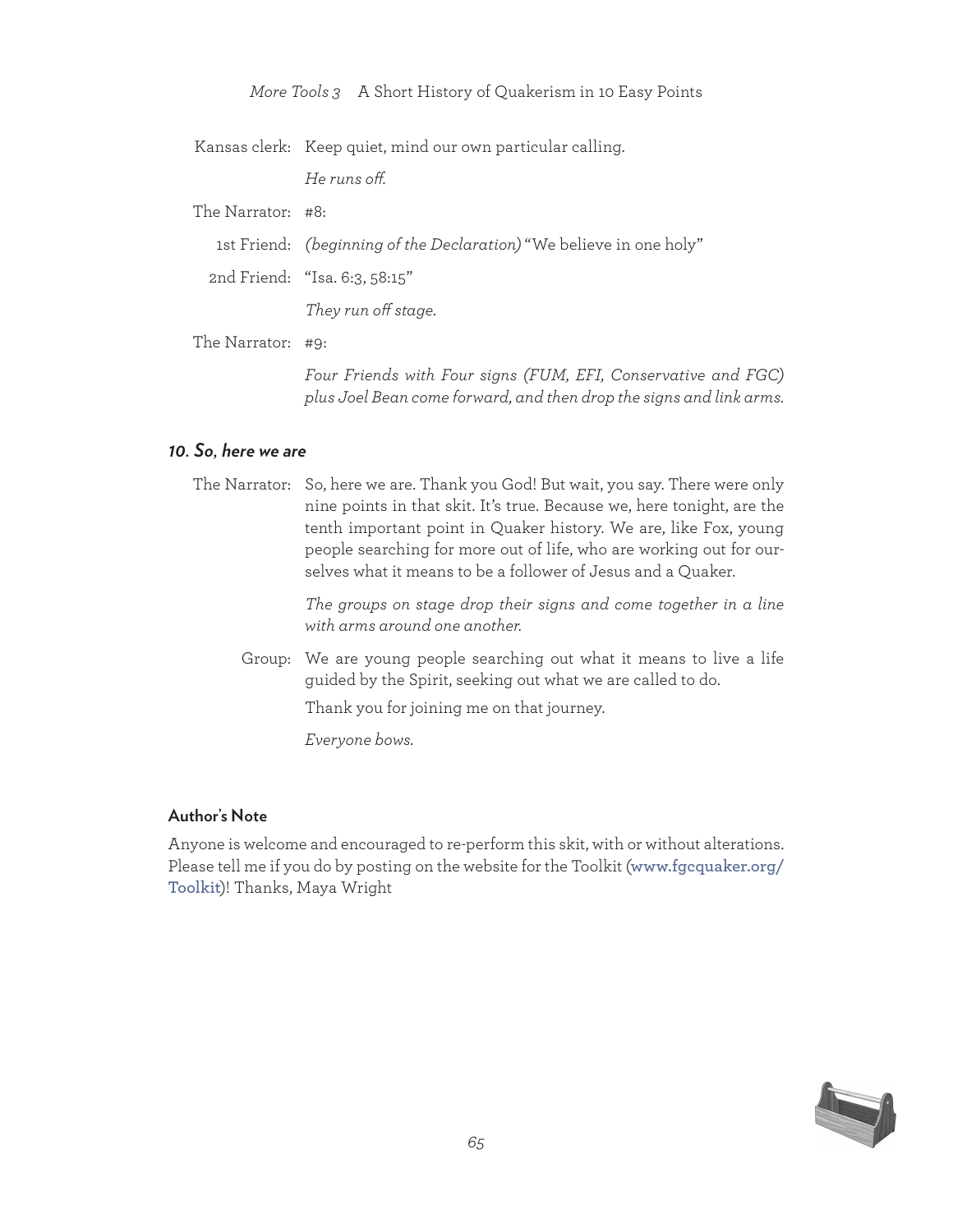Kansas clerk: Keep quiet, mind our own particular calling.

*He runs off.*

The Narrator: #8:

1st Friend: *(beginning of the Declaration)* "We believe in one holy"

2nd Friend: "Isa. 6:3, 58:15"

*They run off stage.*

The Narrator: #9:

*Four Friends with Four signs (FUM, EFI, Conservative and FGC) plus Joel Bean come forward, and then drop the signs and link arms.*

### *10. So, here we are*

The Narrator: So, here we are. Thank you God! But wait, you say. There were only nine points in that skit. It's true. Because we, here tonight, are the tenth important point in Quaker history. We are, like Fox, young people searching for more out of life, who are working out for ourselves what it means to be a follower of Jesus and a Quaker.

*The groups on stage drop their signs and come together in a line with arms around one another.*

Group: We are young people searching out what it means to live a life guided by the Spirit, seeking out what we are called to do.

Thank you for joining me on that journey.

*Everyone bows.*

#### Author's Note

Anyone is welcome and encouraged to re-perform this skit, with or without alterations. Please tell me if you do by posting on the website for the Toolkit (**www.fgcquaker.org/Toolkit**)! Thanks, Maya Wright